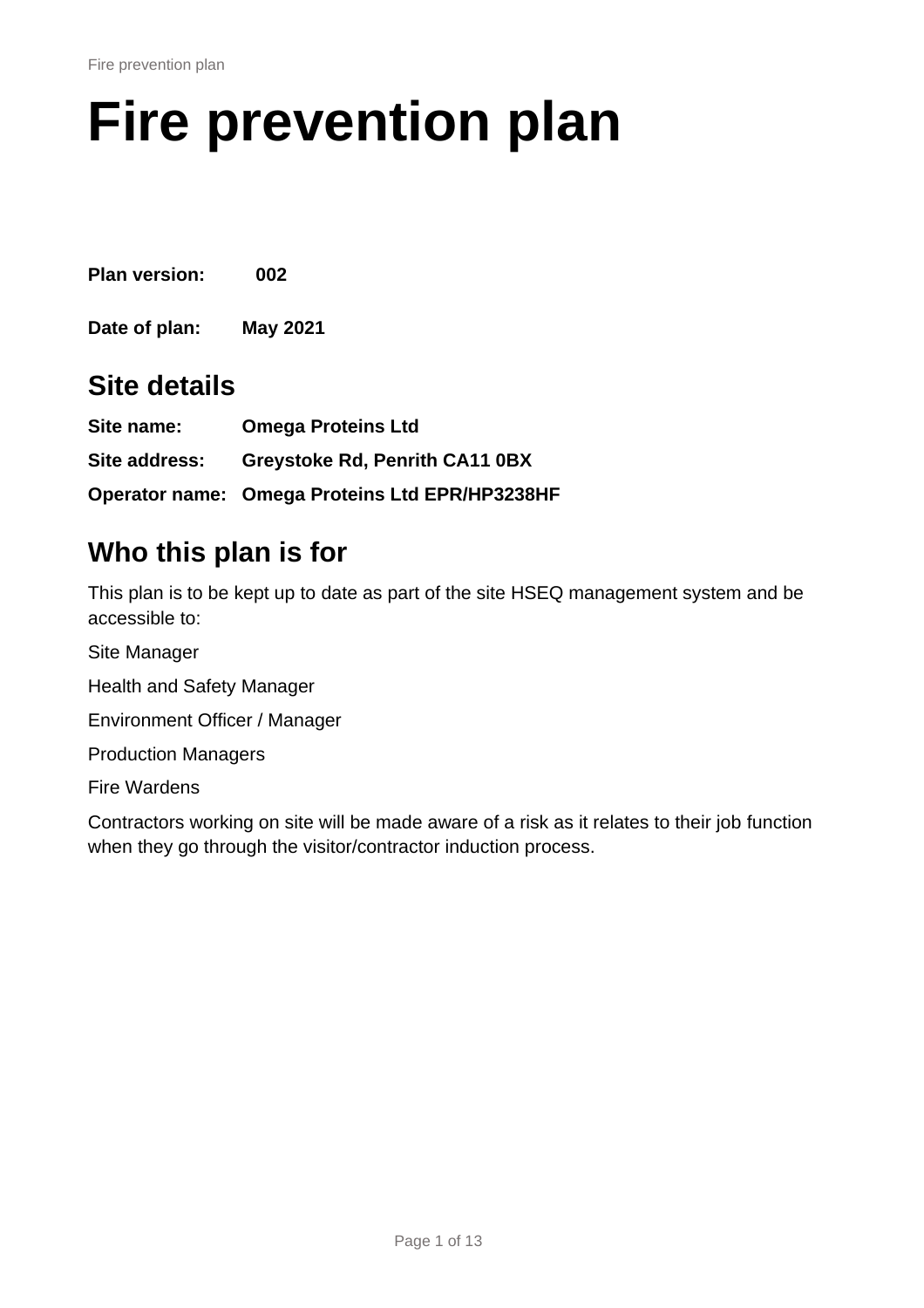# Fire prevention plan

**Plan version:** 002

**Date of plan:** May 2021

## Site details

**Site name:** Omega Proteins Ltd

**Site address:** Greystoke Rd, Penrith CA11 0BX

**Operator name:** Omega Proteins Ltd EPR/HP3238HF

## Who this plan is for

This plan is to be kept up to date as part of the site HSEQ management system and be accessible to:

Site Manager

Health and Safety Manager

Environment Officer / Manager

Production Managers

Fire Wardens

Contractors working on site will be made aware of a risk as it relates to their job function when they go through the visitor/contractor induction process.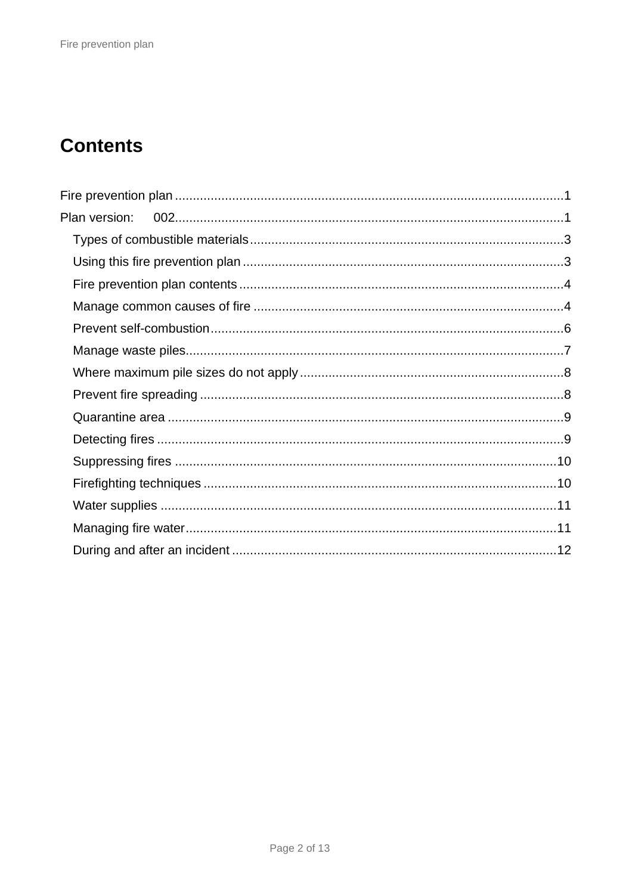# Contents

Fire prevention plan ............................................................................................................1
Plan version: 002............................................................................................................1
Types of combustible materials.......................................................................................3
Using this fire prevention plan .........................................................................................3
Fire prevention plan contents ..........................................................................................4
Manage common causes of fire ......................................................................................4
Prevent self-combustion..................................................................................................6
Manage waste piles.........................................................................................................7
Where maximum pile sizes do not apply .........................................................................8
Prevent fire spreading .....................................................................................................8
Quarantine area ..............................................................................................................9
Detecting fires .................................................................................................................9
Suppressing fires ..........................................................................................................10
Firefighting techniques ..................................................................................................10
Water supplies ..............................................................................................................11
Managing fire water.......................................................................................................11
During and after an incident ..........................................................................................12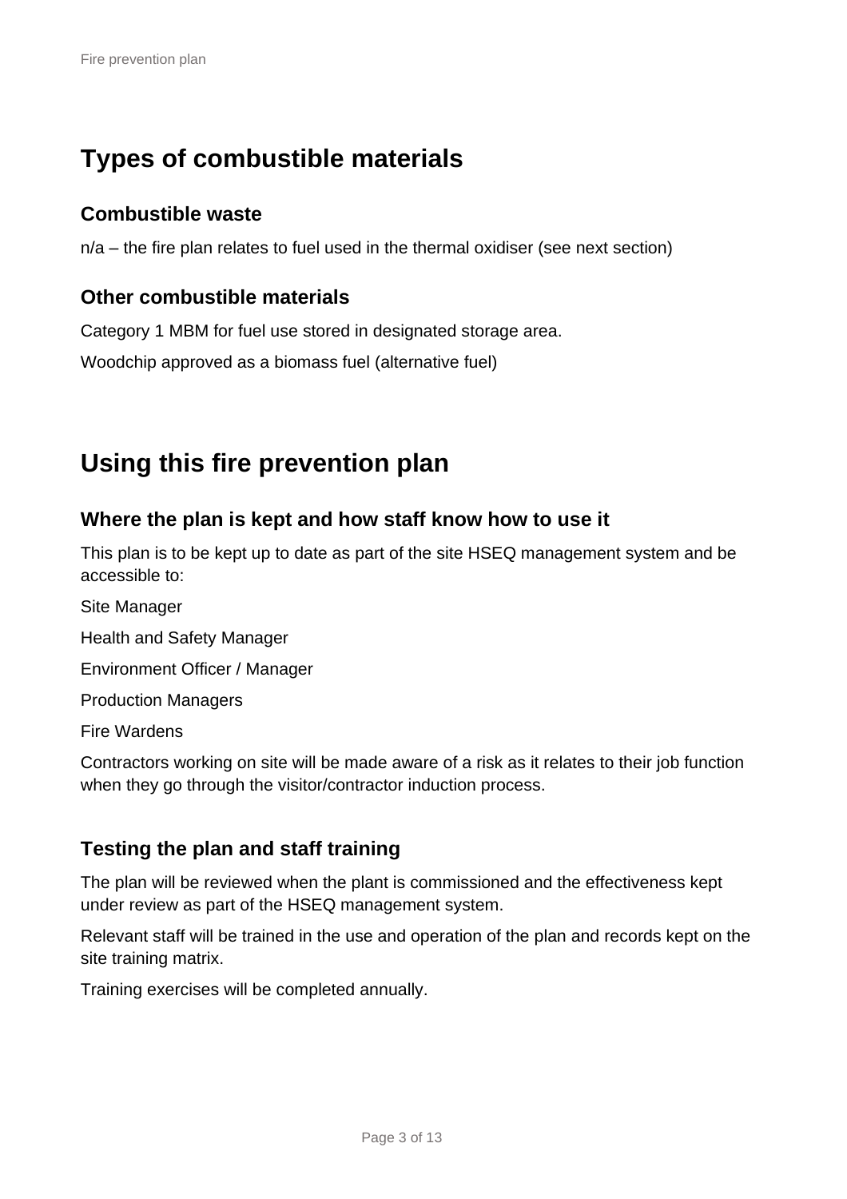# Types of combustible materials

## Combustible waste

n/a – the fire plan relates to fuel used in the thermal oxidiser (see next section)

## Other combustible materials

Category 1 MBM for fuel use stored in designated storage area.

Woodchip approved as a biomass fuel (alternative fuel)

# Using this fire prevention plan

## Where the plan is kept and how staff know how to use it

This plan is to be kept up to date as part of the site HSEQ management system and be accessible to:

Site Manager

Health and Safety Manager

Environment Officer / Manager

Production Managers

Fire Wardens

Contractors working on site will be made aware of a risk as it relates to their job function when they go through the visitor/contractor induction process.

## Testing the plan and staff training

The plan will be reviewed when the plant is commissioned and the effectiveness kept under review as part of the HSEQ management system.

Relevant staff will be trained in the use and operation of the plan and records kept on the site training matrix.

Training exercises will be completed annually.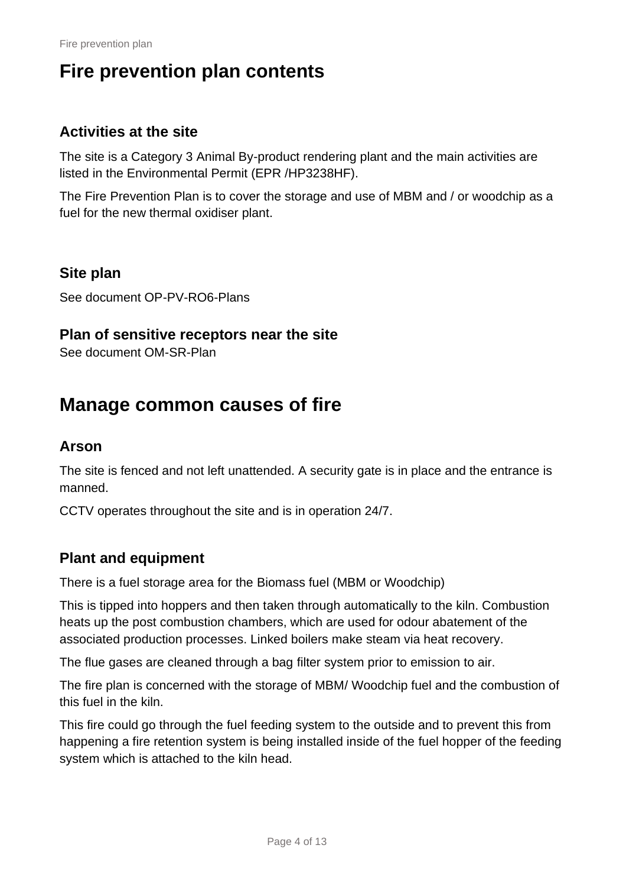# Fire prevention plan contents

## Activities at the site

The site is a Category 3 Animal By-product rendering plant and the main activities are listed in the Environmental Permit (EPR /HP3238HF).

The Fire Prevention Plan is to cover the storage and use of MBM and / or woodchip as a fuel for the new thermal oxidiser plant.

## Site plan

See document OP-PV-RO6-Plans

## Plan of sensitive receptors near the site

See document OM-SR-Plan

# Manage common causes of fire

## Arson

The site is fenced and not left unattended. A security gate is in place and the entrance is manned.

CCTV operates throughout the site and is in operation 24/7.

## Plant and equipment

There is a fuel storage area for the Biomass fuel (MBM or Woodchip)

This is tipped into hoppers and then taken through automatically to the kiln. Combustion heats up the post combustion chambers, which are used for odour abatement of the associated production processes. Linked boilers make steam via heat recovery.

The flue gases are cleaned through a bag filter system prior to emission to air.

The fire plan is concerned with the storage of MBM/ Woodchip fuel and the combustion of this fuel in the kiln.

This fire could go through the fuel feeding system to the outside and to prevent this from happening a fire retention system is being installed inside of the fuel hopper of the feeding system which is attached to the kiln head.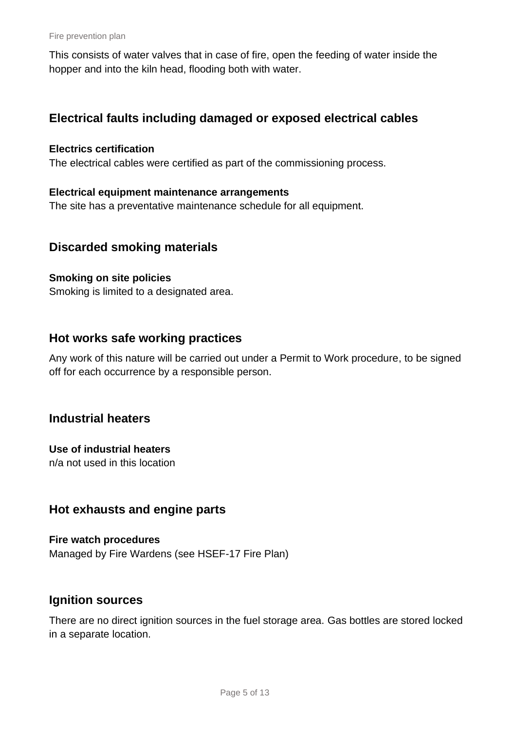This consists of water valves that in case of fire, open the feeding of water inside the hopper and into the kiln head, flooding both with water.

## Electrical faults including damaged or exposed electrical cables

**Electrics certification**
The electrical cables were certified as part of the commissioning process.

**Electrical equipment maintenance arrangements**
The site has a preventative maintenance schedule for all equipment.

## Discarded smoking materials

**Smoking on site policies**
Smoking is limited to a designated area.

## Hot works safe working practices

Any work of this nature will be carried out under a Permit to Work procedure, to be signed off for each occurrence by a responsible person.

## Industrial heaters

**Use of industrial heaters**
n/a not used in this location

## Hot exhausts and engine parts

**Fire watch procedures**
Managed by Fire Wardens (see HSEF-17 Fire Plan)

## Ignition sources

There are no direct ignition sources in the fuel storage area. Gas bottles are stored locked in a separate location.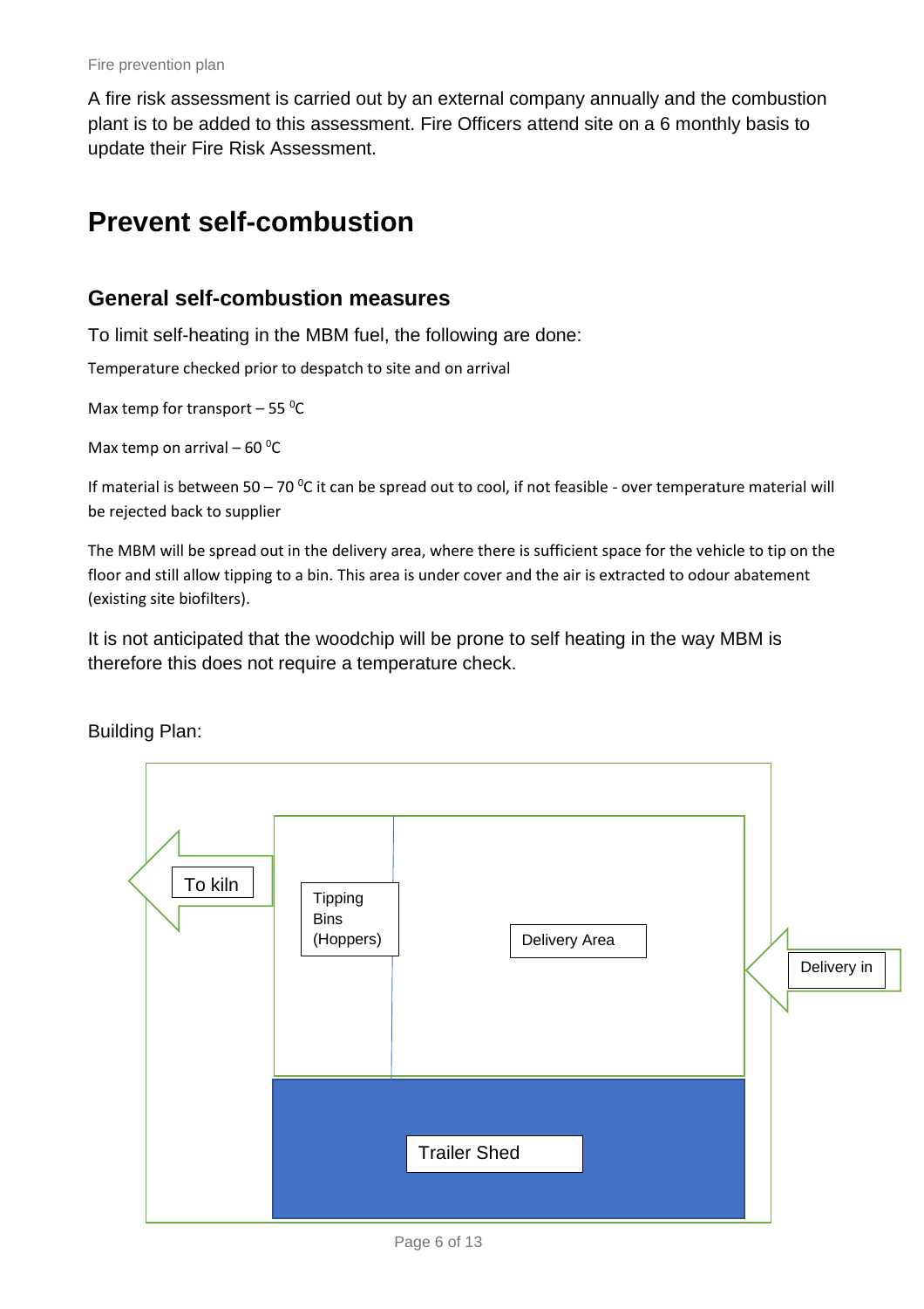A fire risk assessment is carried out by an external company annually and the combustion plant is to be added to this assessment. Fire Officers attend site on a 6 monthly basis to update their Fire Risk Assessment.

# Prevent self-combustion

## General self-combustion measures

To limit self-heating in the MBM fuel, the following are done:

Temperature checked prior to despatch to site and on arrival

Max temp for transport – 55 $^{0}$C

Max temp on arrival – 60 $^{0}$C

If material is between 50 – 70 $^{0}$C it can be spread out to cool, if not feasible - over temperature material will be rejected back to supplier

The MBM will be spread out in the delivery area, where there is sufficient space for the vehicle to tip on the floor and still allow tipping to a bin. This area is under cover and the air is extracted to odour abatement (existing site biofilters).

It is not anticipated that the woodchip will be prone to self heating in the way MBM is therefore this does not require a temperature check.

Building Plan:

To kiln

Tipping Bins (Hoppers)

Delivery Area

Delivery in

Trailer Shed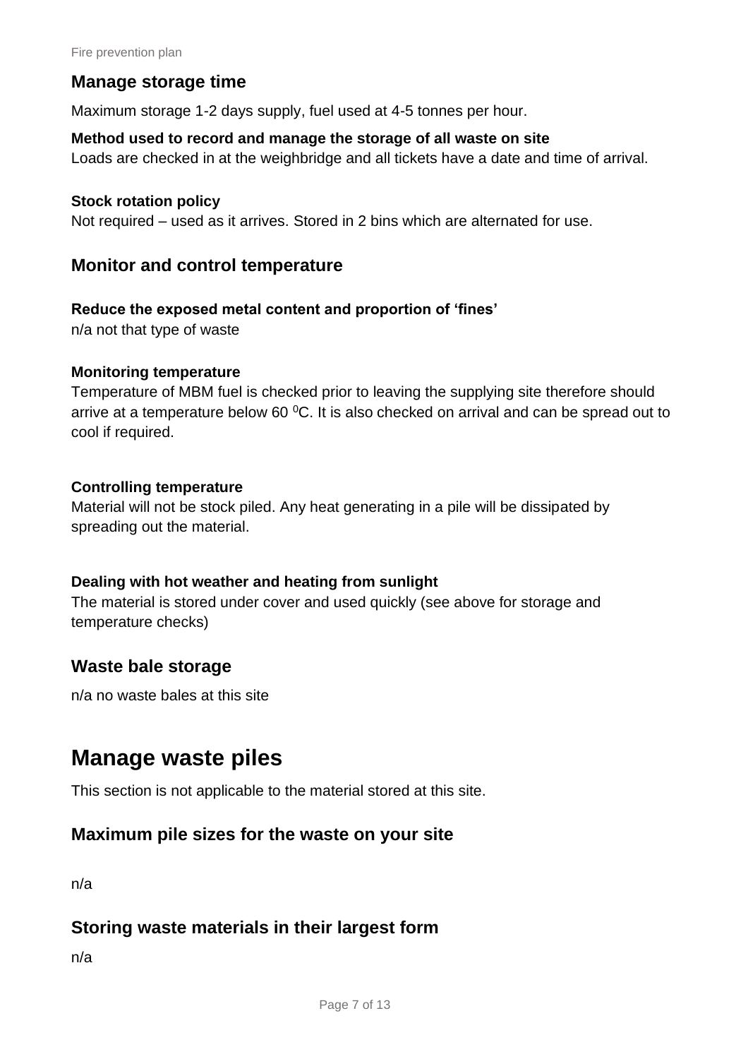## Manage storage time

Maximum storage 1-2 days supply, fuel used at 4-5 tonnes per hour.

**Method used to record and manage the storage of all waste on site**
Loads are checked in at the weighbridge and all tickets have a date and time of arrival.

**Stock rotation policy**
Not required – used as it arrives. Stored in 2 bins which are alternated for use.

## Monitor and control temperature

**Reduce the exposed metal content and proportion of 'fines'**
n/a not that type of waste

**Monitoring temperature**
Temperature of MBM fuel is checked prior to leaving the supplying site therefore should arrive at a temperature below 60 $^0$C. It is also checked on arrival and can be spread out to cool if required.

**Controlling temperature**
Material will not be stock piled. Any heat generating in a pile will be dissipated by spreading out the material.

**Dealing with hot weather and heating from sunlight**
The material is stored under cover and used quickly (see above for storage and temperature checks)

## Waste bale storage

n/a no waste bales at this site

# Manage waste piles

This section is not applicable to the material stored at this site.

## Maximum pile sizes for the waste on your site

n/a

## Storing waste materials in their largest form

n/a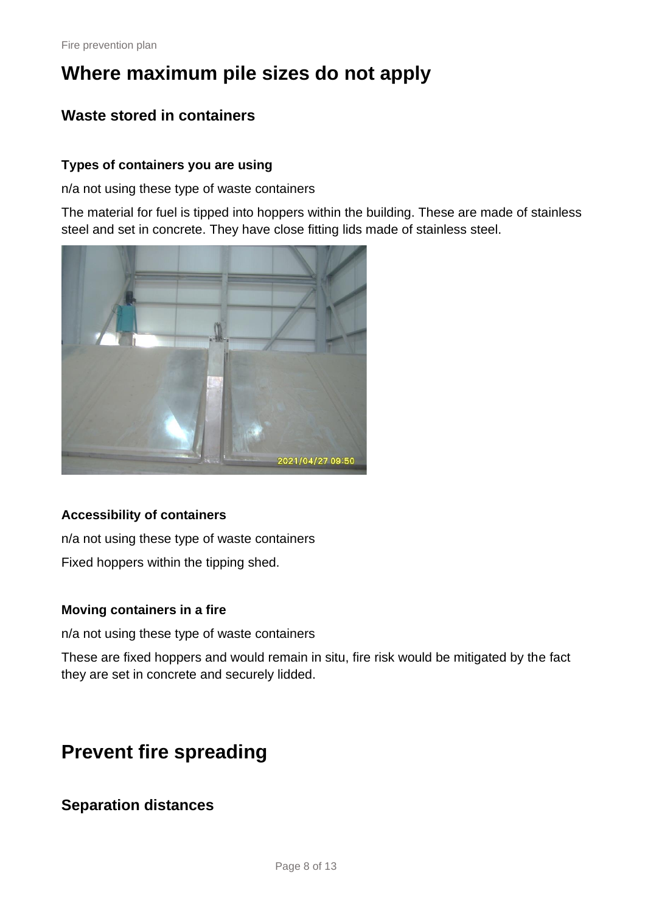# Where maximum pile sizes do not apply

## Waste stored in containers

### Types of containers you are using

n/a not using these type of waste containers

The material for fuel is tipped into hoppers within the building. These are made of stainless steel and set in concrete. They have close fitting lids made of stainless steel.

### Accessibility of containers

n/a not using these type of waste containers

Fixed hoppers within the tipping shed.

### Moving containers in a fire

n/a not using these type of waste containers

These are fixed hoppers and would remain in situ, fire risk would be mitigated by the fact they are set in concrete and securely lidded.

# Prevent fire spreading

## Separation distances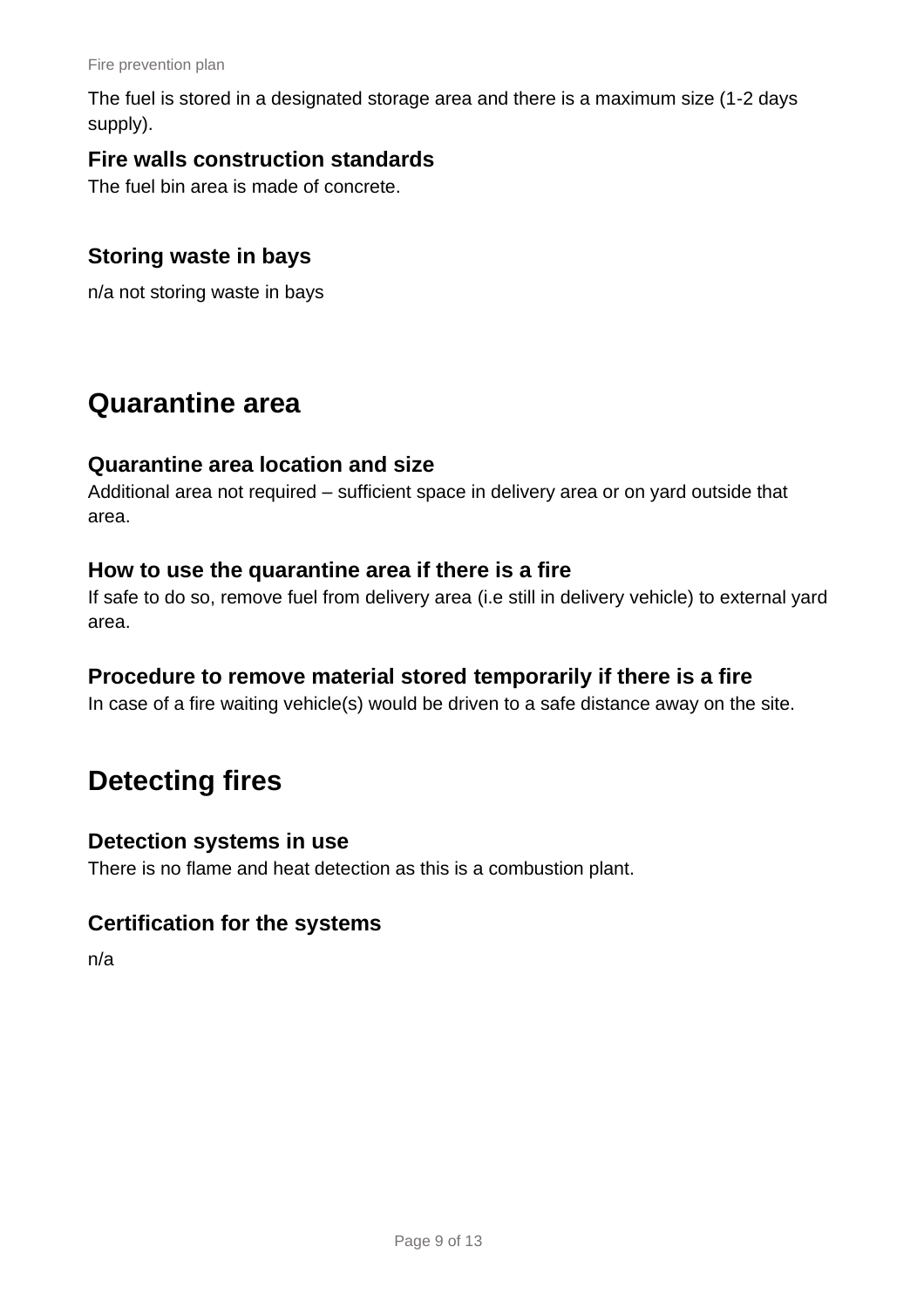The fuel is stored in a designated storage area and there is a maximum size (1-2 days supply).

### Fire walls construction standards

The fuel bin area is made of concrete.

### Storing waste in bays

n/a not storing waste in bays

## Quarantine area

### Quarantine area location and size

Additional area not required – sufficient space in delivery area or on yard outside that area.

### How to use the quarantine area if there is a fire

If safe to do so, remove fuel from delivery area (i.e still in delivery vehicle) to external yard area.

### Procedure to remove material stored temporarily if there is a fire

In case of a fire waiting vehicle(s) would be driven to a safe distance away on the site.

## Detecting fires

### Detection systems in use

There is no flame and heat detection as this is a combustion plant.

### Certification for the systems

n/a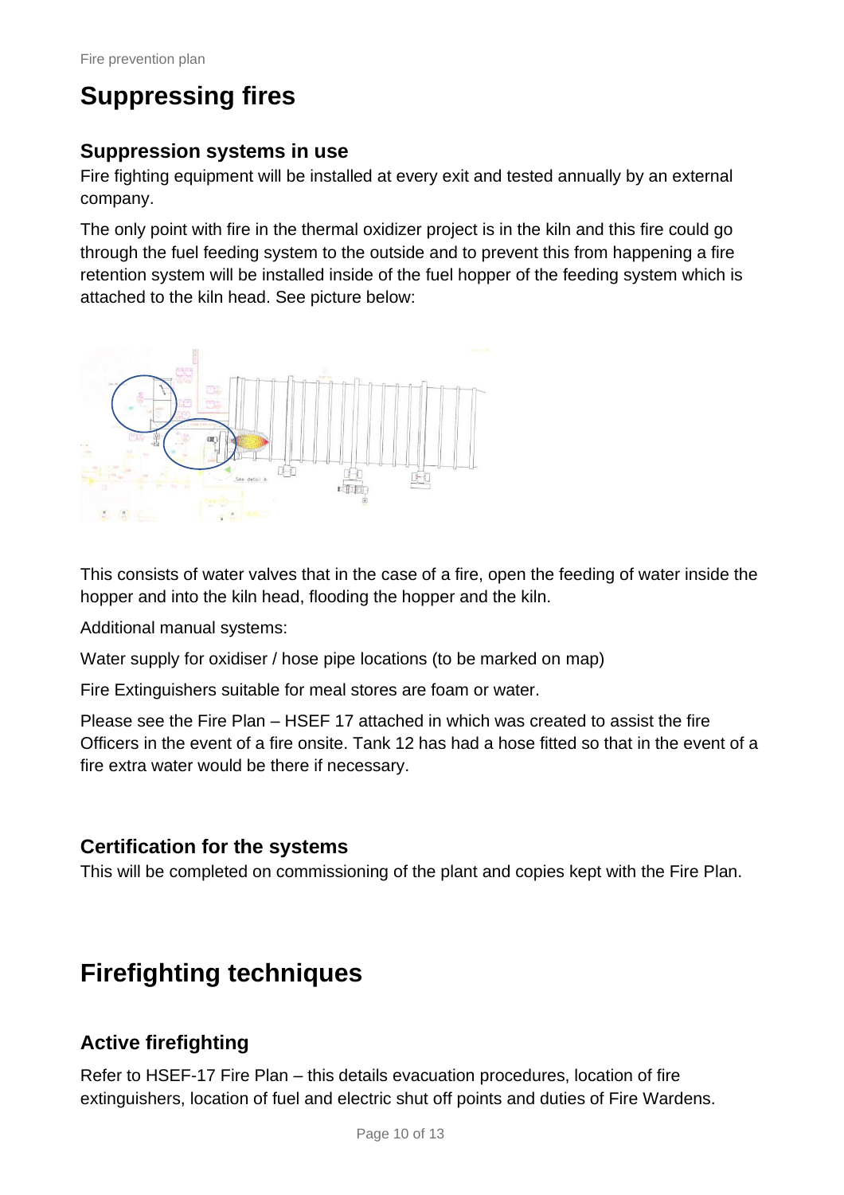# Suppressing fires

## Suppression systems in use

Fire fighting equipment will be installed at every exit and tested annually by an external company.

The only point with fire in the thermal oxidizer project is in the kiln and this fire could go through the fuel feeding system to the outside and to prevent this from happening a fire retention system will be installed inside of the fuel hopper of the feeding system which is attached to the kiln head. See picture below:

This consists of water valves that in the case of a fire, open the feeding of water inside the hopper and into the kiln head, flooding the hopper and the kiln.

Additional manual systems:

Water supply for oxidiser / hose pipe locations (to be marked on map)

Fire Extinguishers suitable for meal stores are foam or water.

Please see the Fire Plan – HSEF 17 attached in which was created to assist the fire Officers in the event of a fire onsite. Tank 12 has had a hose fitted so that in the event of a fire extra water would be there if necessary.

## Certification for the systems

This will be completed on commissioning of the plant and copies kept with the Fire Plan.

# Firefighting techniques

## Active firefighting

Refer to HSEF-17 Fire Plan – this details evacuation procedures, location of fire extinguishers, location of fuel and electric shut off points and duties of Fire Wardens.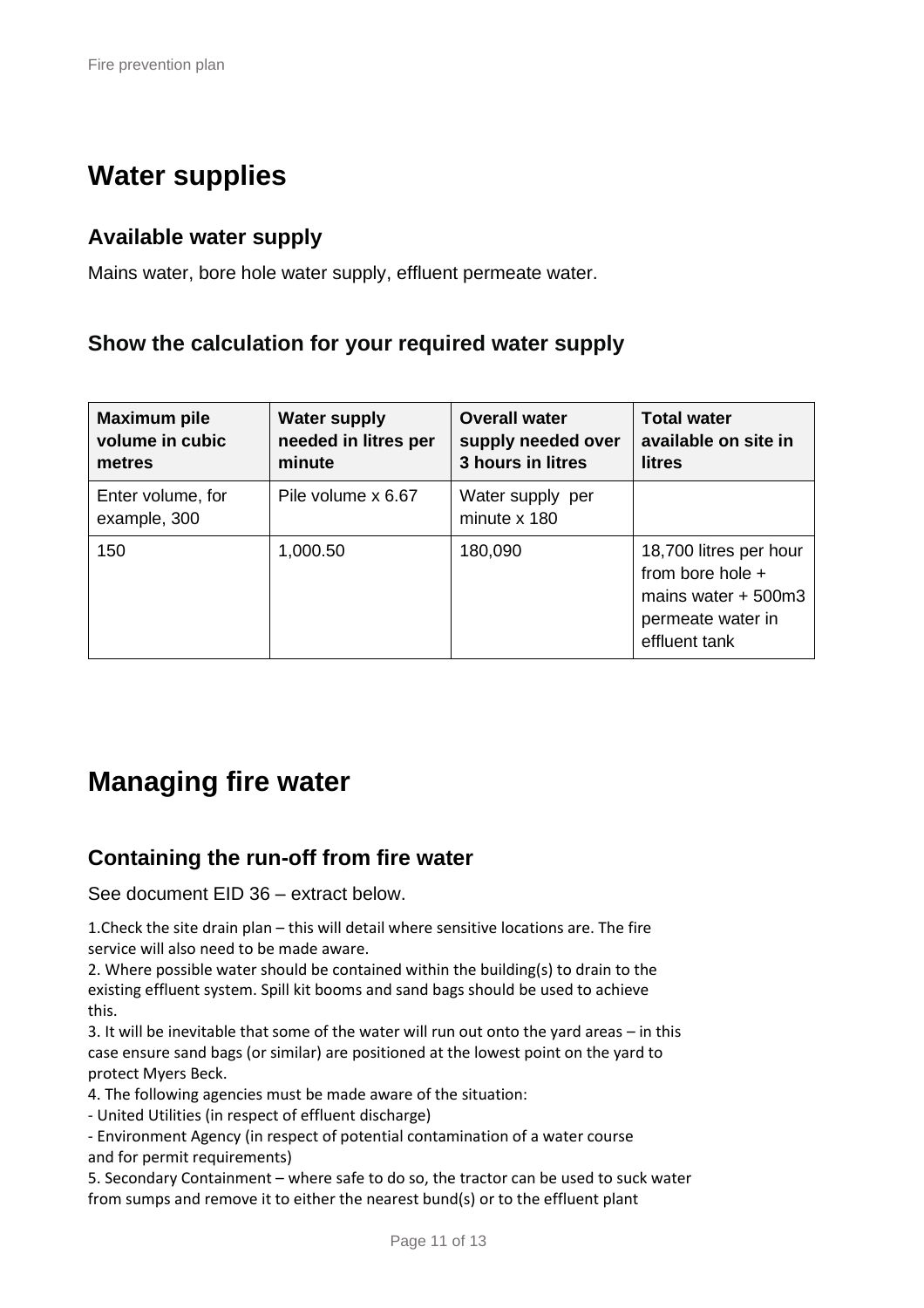## Water supplies

### Available water supply

Mains water, bore hole water supply, effluent permeate water.

### Show the calculation for your required water supply

| Maximum pile volume in cubic metres | Water supply needed in litres per minute | Overall water supply needed over 3 hours in litres | Total water available on site in litres |
|---|---|---|---|
| Enter volume, for example, 300 | Pile volume x 6.67 | Water supply per minute x 180 | |
| 150 | 1,000.50 | 180,090 | 18,700 litres per hour from bore hole + mains water + 500m3 permeate water in effluent tank |

## Managing fire water

### Containing the run-off from fire water

See document EID 36 – extract below.

1.Check the site drain plan – this will detail where sensitive locations are. The fire service will also need to be made aware.
2. Where possible water should be contained within the building(s) to drain to the existing effluent system. Spill kit booms and sand bags should be used to achieve this.
3. It will be inevitable that some of the water will run out onto the yard areas – in this case ensure sand bags (or similar) are positioned at the lowest point on the yard to protect Myers Beck.
4. The following agencies must be made aware of the situation:
- United Utilities (in respect of effluent discharge)
- Environment Agency (in respect of potential contamination of a water course and for permit requirements)
5. Secondary Containment – where safe to do so, the tractor can be used to suck water from sumps and remove it to either the nearest bund(s) or to the effluent plant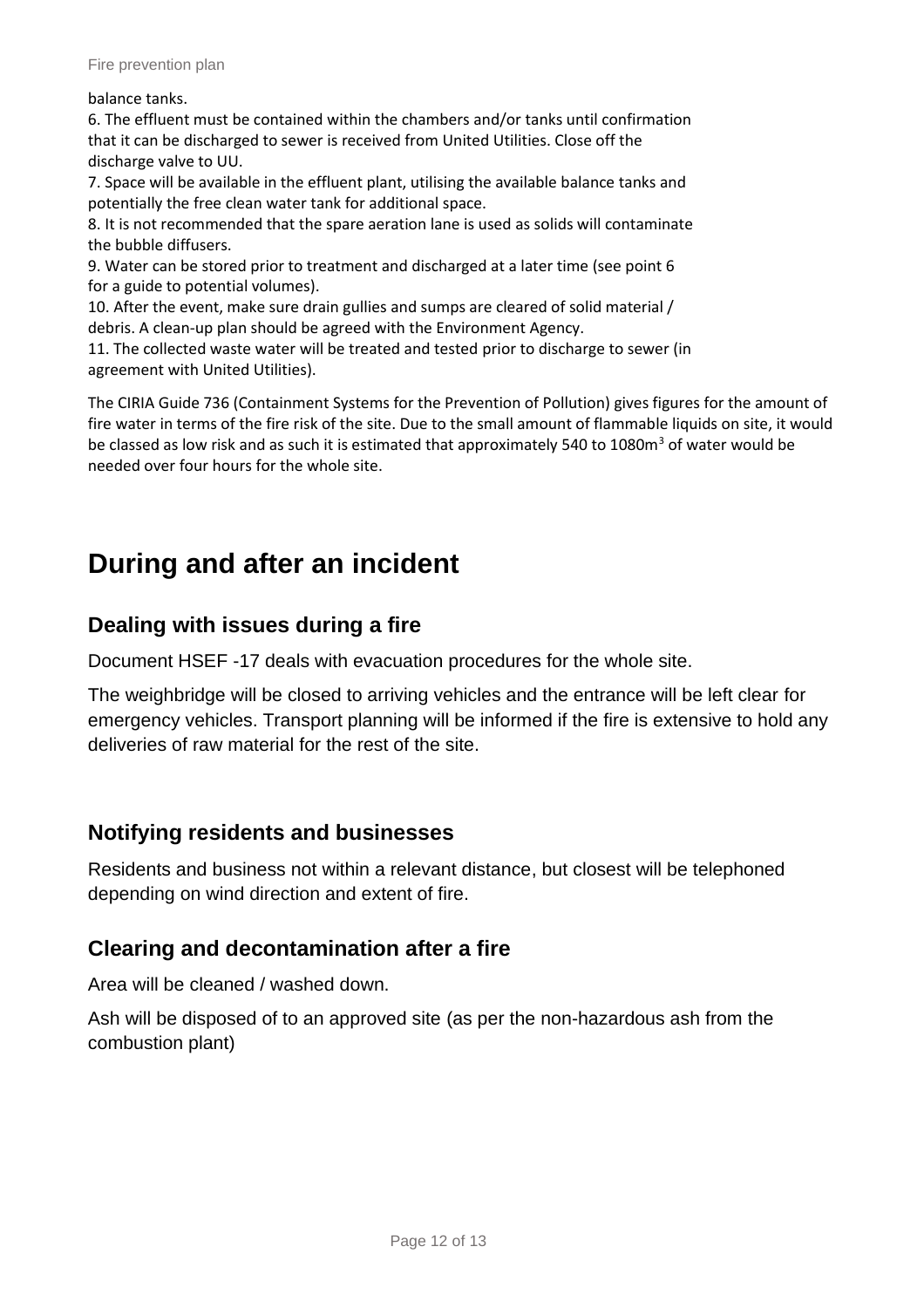balance tanks.

6. The effluent must be contained within the chambers and/or tanks until confirmation that it can be discharged to sewer is received from United Utilities. Close off the discharge valve to UU.

7. Space will be available in the effluent plant, utilising the available balance tanks and potentially the free clean water tank for additional space.

8. It is not recommended that the spare aeration lane is used as solids will contaminate the bubble diffusers.

9. Water can be stored prior to treatment and discharged at a later time (see point 6 for a guide to potential volumes).

10. After the event, make sure drain gullies and sumps are cleared of solid material / debris. A clean-up plan should be agreed with the Environment Agency.

11. The collected waste water will be treated and tested prior to discharge to sewer (in agreement with United Utilities).

The CIRIA Guide 736 (Containment Systems for the Prevention of Pollution) gives figures for the amount of fire water in terms of the fire risk of the site. Due to the small amount of flammable liquids on site, it would be classed as low risk and as such it is estimated that approximately 540 to 1080m$^3$ of water would be needed over four hours for the whole site.

# During and after an incident

## Dealing with issues during a fire

Document HSEF -17 deals with evacuation procedures for the whole site.

The weighbridge will be closed to arriving vehicles and the entrance will be left clear for emergency vehicles. Transport planning will be informed if the fire is extensive to hold any deliveries of raw material for the rest of the site.

## Notifying residents and businesses

Residents and business not within a relevant distance, but closest will be telephoned depending on wind direction and extent of fire.

## Clearing and decontamination after a fire

Area will be cleaned / washed down.

Ash will be disposed of to an approved site (as per the non-hazardous ash from the combustion plant)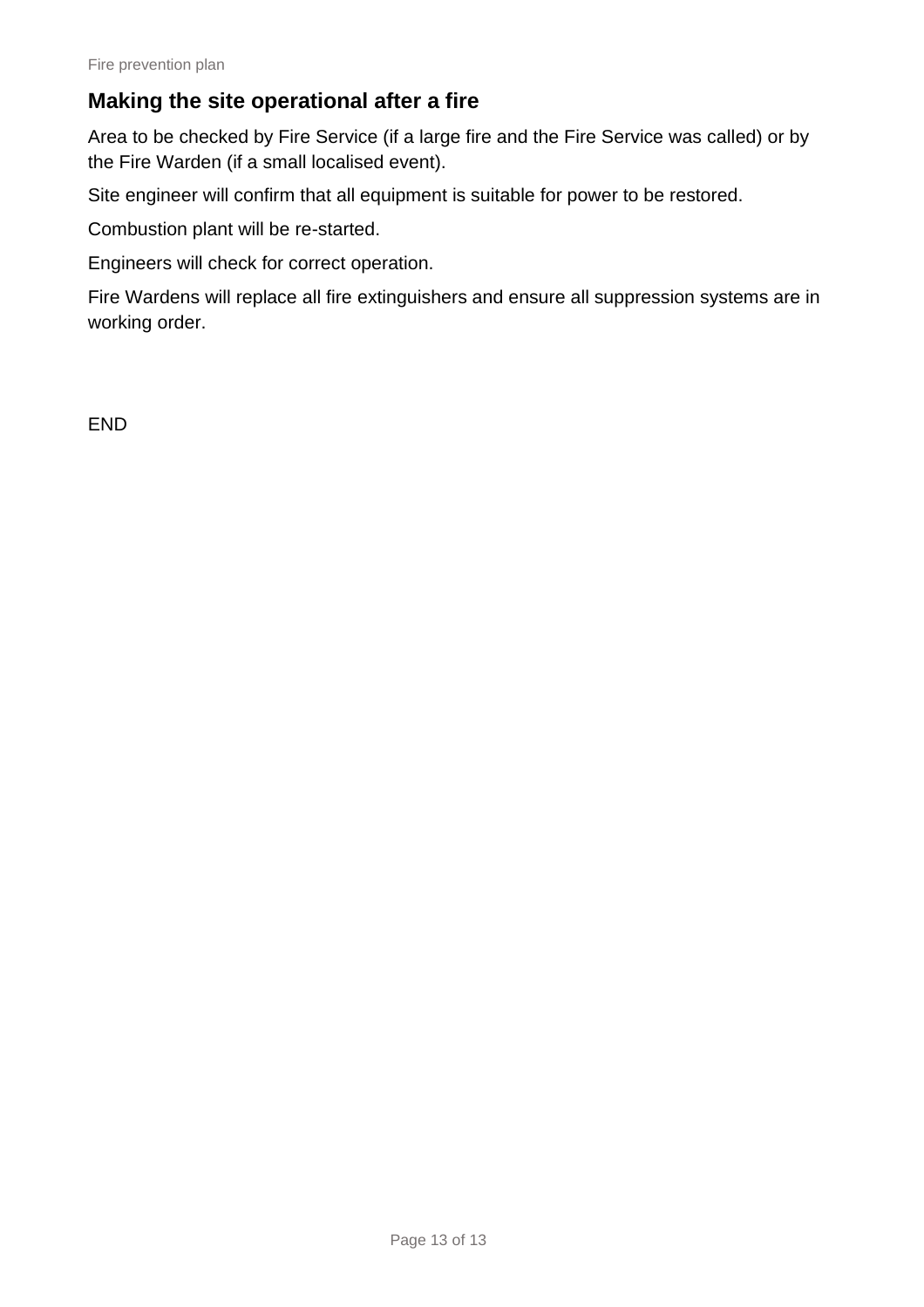## Making the site operational after a fire

Area to be checked by Fire Service (if a large fire and the Fire Service was called) or by the Fire Warden (if a small localised event).

Site engineer will confirm that all equipment is suitable for power to be restored.

Combustion plant will be re-started.

Engineers will check for correct operation.

Fire Wardens will replace all fire extinguishers and ensure all suppression systems are in working order.

END